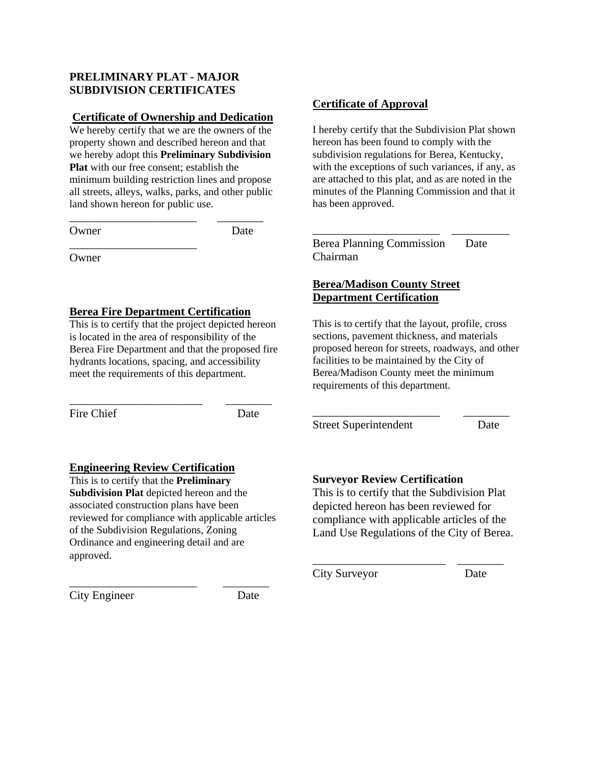# PRELIMINARY PLAT - MAJOR SUBDIVISION CERTIFICATES

## Certificate of Ownership and Dedication

We hereby certify that we are the owners of the property shown and described hereon and that we hereby adopt this **Preliminary Subdivision Plat** with our free consent; establish the minimum building restriction lines and propose all streets, alleys, walks, parks, and other public land shown hereon for public use.

______________________ ________
Owner Date

______________________
Owner

## Berea Fire Department Certification

This is to certify that the project depicted hereon is located in the area of responsibility of the Berea Fire Department and that the proposed fire hydrants locations, spacing, and accessibility meet the requirements of this department.

_______________________ ________
Fire Chief Date

## Engineering Review Certification

This is to certify that the **Preliminary Subdivision Plat** depicted hereon and the associated construction plans have been reviewed for compliance with applicable articles of the Subdivision Regulations, Zoning Ordinance and engineering detail and are approved.

______________________ ________
City Engineer Date

## Certificate of Approval

I hereby certify that the Subdivision Plat shown hereon has been found to comply with the subdivision regulations for Berea, Kentucky, with the exceptions of such variances, if any, as are attached to this plat, and as are noted in the minutes of the Planning Commission and that it has been approved.

______________________ __________
Berea Planning Commission Chairman Date

## Berea/Madison County Street Department Certification

This is to certify that the layout, profile, cross sections, pavement thickness, and materials proposed hereon for streets, roadways, and other facilities to be maintained by the City of Berea/Madison County meet the minimum requirements of this department.

______________________ ________
Street Superintendent Date

## Surveyor Review Certification

This is to certify that the Subdivision Plat depicted hereon has been reviewed for compliance with applicable articles of the Land Use Regulations of the City of Berea.

_______________________ ________
City Surveyor Date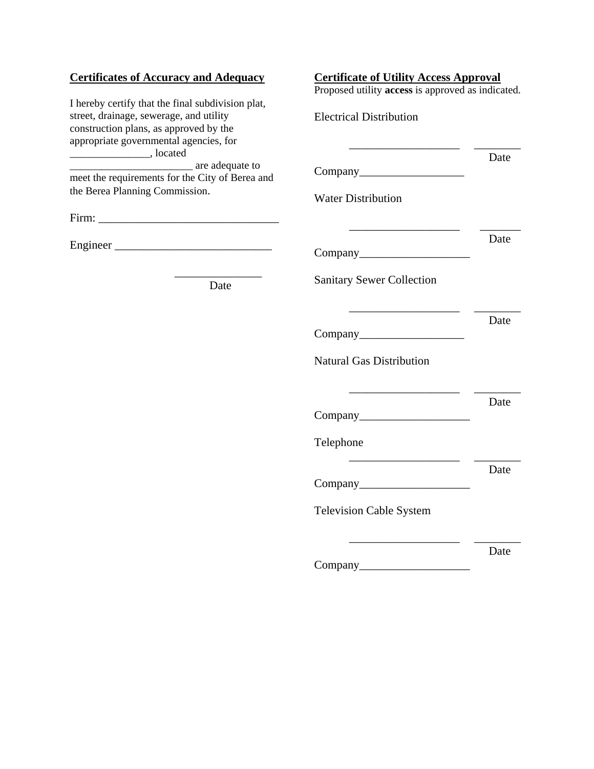**Certificates of Accuracy and Adequacy**

I hereby certify that the final subdivision plat, street, drainage, sewerage, and utility construction plans, as approved by the appropriate governmental agencies, for _______________, located _______________________ are adequate to meet the requirements for the City of Berea and the Berea Planning Commission.

Firm: _______________________________

Engineer ___________________________

_______________
Date

**Certificate of Utility Access Approval**

Proposed utility **access** is approved as indicated.

Electrical Distribution

___________________ ________
Date

Company__________________

Water Distribution

___________________ _______
Date

Company___________________

Sanitary Sewer Collection

___________________ ________
Date

Company__________________

Natural Gas Distribution

___________________ ________
Date

Company___________________

Telephone

___________________ ________
Date

Company___________________

Television Cable System

___________________ ________
Date

Company___________________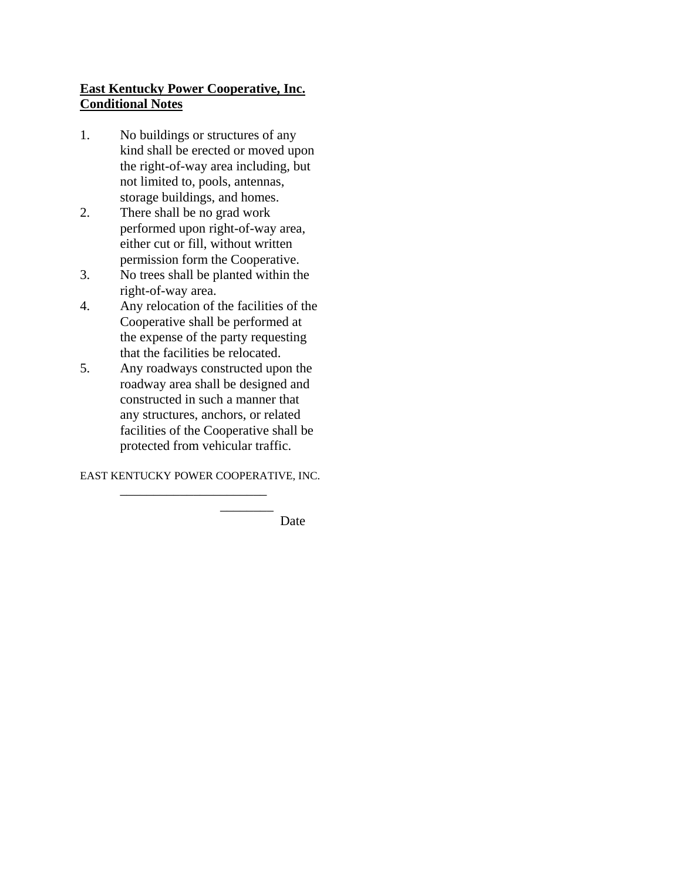**East Kentucky Power Cooperative, Inc.**
**Conditional Notes**

1. No buildings or structures of any kind shall be erected or moved upon the right-of-way area including, but not limited to, pools, antennas, storage buildings, and homes.
2. There shall be no grad work performed upon right-of-way area, either cut or fill, without written permission form the Cooperative.
3. No trees shall be planted within the right-of-way area.
4. Any relocation of the facilities of the Cooperative shall be performed at the expense of the party requesting that the facilities be relocated.
5. Any roadways constructed upon the roadway area shall be designed and constructed in such a manner that any structures, anchors, or related facilities of the Cooperative shall be protected from vehicular traffic.

EAST KENTUCKY POWER COOPERATIVE, INC.

______________________

________
Date